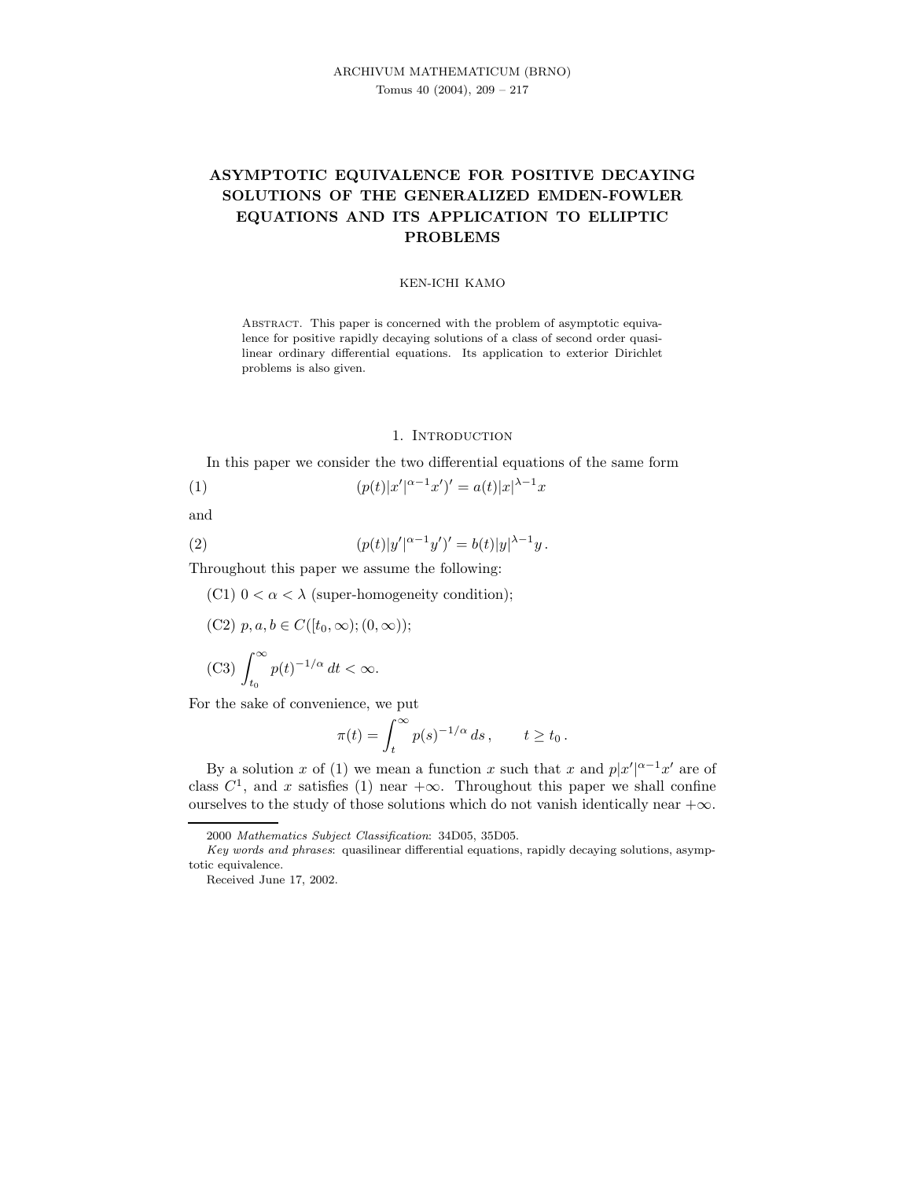# ASYMPTOTIC EQUIVALENCE FOR POSITIVE DECAYING SOLUTIONS OF THE GENERALIZED EMDEN-FOWLER EQUATIONS AND ITS APPLICATION TO ELLIPTIC PROBLEMS

KEN-ICHI KAMO

ABSTRACT. This paper is concerned with the problem of asymptotic equivalence for positive rapidly decaying solutions of a class of second order quasilinear ordinary differential equations. Its application to exterior Dirichlet problems is also given.

## 1. Introduction

In this paper we consider the two differential equations of the same form

$$(p(t)|x'|^{\alpha-1}x')' = a(t)|x|^{\lambda-1}x \tag{1}$$

and

$$(p(t)|y'|^{\alpha-1}y')' = b(t)|y|^{\lambda-1}y\,. \tag{2}$$

Throughout this paper we assume the following:

(C1) $0 < \alpha < \lambda$ (super-homogeneity condition);

(C2) $p, a, b \in C([t_0, \infty); (0, \infty))$;

(C3) $\displaystyle\int_{t_0}^{\infty} p(t)^{-1/\alpha}\, dt < \infty$.

For the sake of convenience, we put

$$\pi(t) = \int_t^{\infty} p(s)^{-1/\alpha}\, ds\,, \qquad t \geq t_0\,.$$

By a solution $x$ of (1) we mean a function $x$ such that $x$ and $p|x'|^{\alpha-1}x'$ are of class $C^1$, and $x$ satisfies (1) near $+\infty$. Throughout this paper we shall confine ourselves to the study of those solutions which do not vanish identically near $+\infty$.

---

2000 *Mathematics Subject Classification*: 34D05, 35D05.

*Key words and phrases*: quasilinear differential equations, rapidly decaying solutions, asymptotic equivalence.

Received June 17, 2002.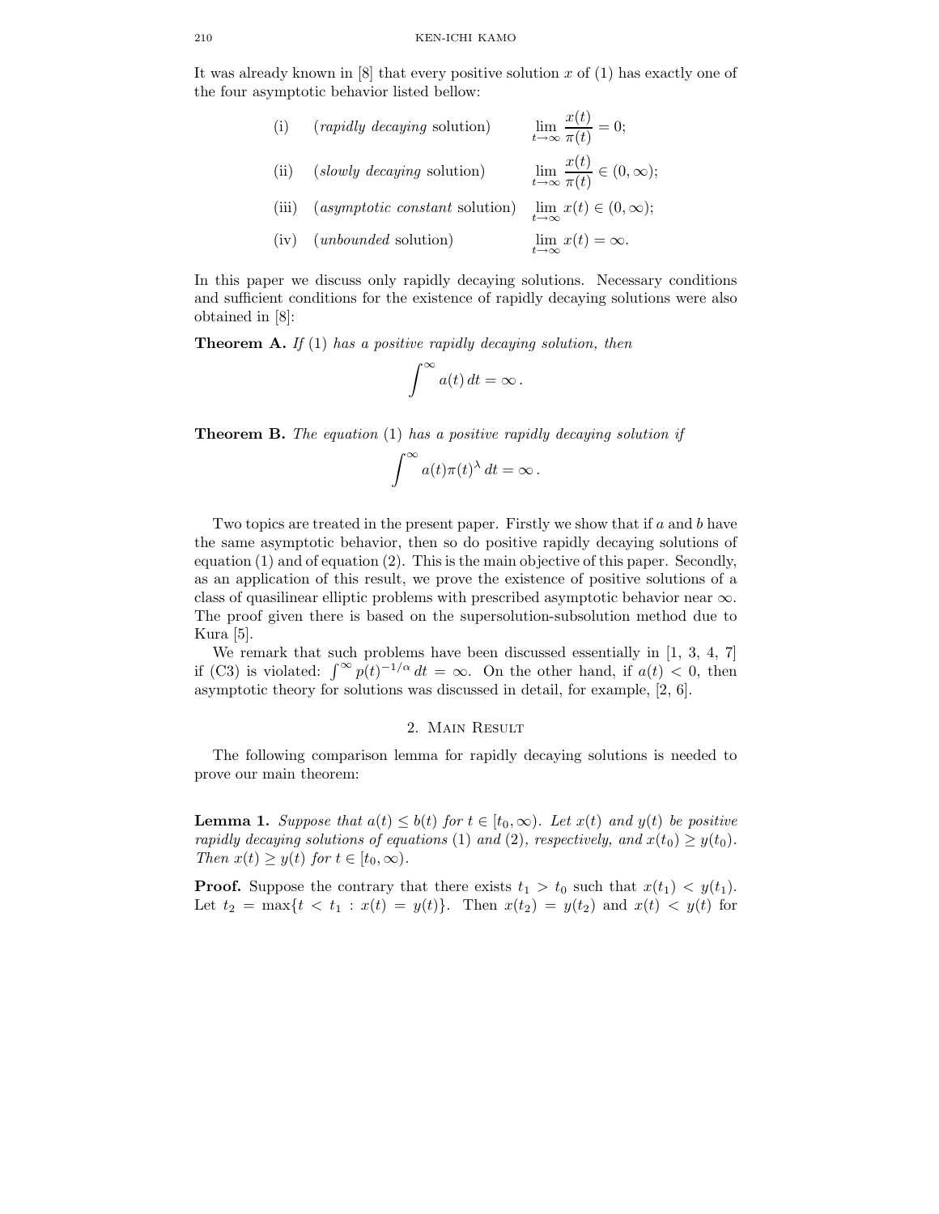It was already known in [8] that every positive solution $x$ of (1) has exactly one of the four asymptotic behavior listed bellow:

$$
\begin{array}{lll}
\text{(i)} & (\textit{rapidly decaying } \text{solution}) & \displaystyle\lim_{t\to\infty} \frac{x(t)}{\pi(t)} = 0; \\
\text{(ii)} & (\textit{slowly decaying } \text{solution}) & \displaystyle\lim_{t\to\infty} \frac{x(t)}{\pi(t)} \in (0,\infty); \\
\text{(iii)} & (\textit{asymptotic constant } \text{solution}) & \displaystyle\lim_{t\to\infty} x(t) \in (0,\infty); \\
\text{(iv)} & (\textit{unbounded } \text{solution}) & \displaystyle\lim_{t\to\infty} x(t) = \infty.
\end{array}
$$

In this paper we discuss only rapidly decaying solutions. Necessary conditions and sufficient conditions for the existence of rapidly decaying solutions were also obtained in [8]:

**Theorem A.** *If* (1) *has a positive rapidly decaying solution, then*

$$\int^{\infty} a(t)\,dt = \infty\,.$$

**Theorem B.** *The equation* (1) *has a positive rapidly decaying solution if*

$$\int^{\infty} a(t)\pi(t)^{\lambda}\,dt = \infty\,.$$

Two topics are treated in the present paper. Firstly we show that if $a$ and $b$ have the same asymptotic behavior, then so do positive rapidly decaying solutions of equation (1) and of equation (2). This is the main objective of this paper. Secondly, as an application of this result, we prove the existence of positive solutions of a class of quasilinear elliptic problems with prescribed asymptotic behavior near $\infty$. The proof given there is based on the supersolution-subsolution method due to Kura [5].

We remark that such problems have been discussed essentially in [1, 3, 4, 7] if (C3) is violated: $\int^{\infty} p(t)^{-1/\alpha}\,dt = \infty$. On the other hand, if $a(t) < 0$, then asymptotic theory for solutions was discussed in detail, for example, [2, 6].

## 2. Main Result

The following comparison lemma for rapidly decaying solutions is needed to prove our main theorem:

**Lemma 1.** *Suppose that $a(t) \le b(t)$ for $t \in [t_0, \infty)$. Let $x(t)$ and $y(t)$ be positive rapidly decaying solutions of equations* (1) *and* (2)*, respectively, and $x(t_0) \ge y(t_0)$. Then $x(t) \ge y(t)$ for $t \in [t_0, \infty)$.*

**Proof.** Suppose the contrary that there exists $t_1 > t_0$ such that $x(t_1) < y(t_1)$. Let $t_2 = \max\{t < t_1 : x(t) = y(t)\}$. Then $x(t_2) = y(t_2)$ and $x(t) < y(t)$ for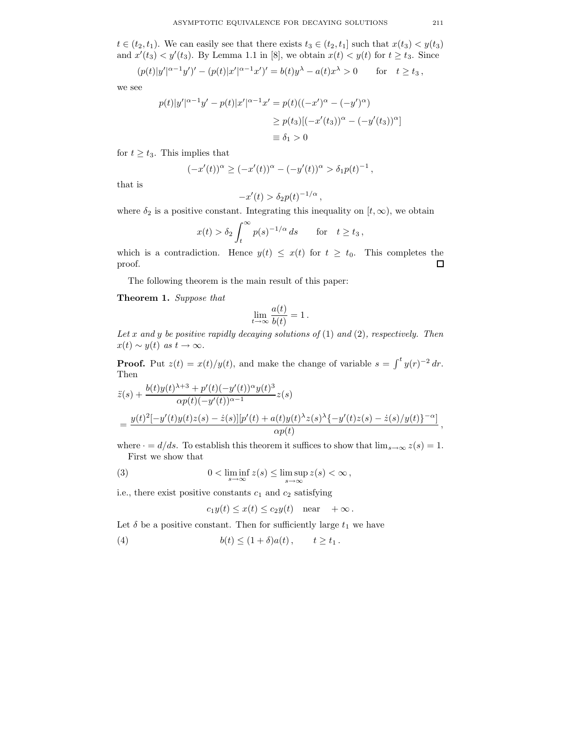$t \in (t_2, t_1)$. We can easily see that there exists $t_3 \in (t_2, t_1]$ such that $x(t_3) < y(t_3)$ and $x'(t_3) < y'(t_3)$. By Lemma 1.1 in [8], we obtain $x(t) < y(t)$ for $t \geq t_3$. Since

$$(p(t)|y'|^{\alpha-1}y')' - (p(t)|x'|^{\alpha-1}x')' = b(t)y^\lambda - a(t)x^\lambda > 0 \qquad \text{for} \quad t \geq t_3\,,$$

we see

$$\begin{aligned} p(t)|y'|^{\alpha-1}y' - p(t)|x'|^{\alpha-1}x' &= p(t)((-x')^\alpha - (-y')^\alpha) \\ &\geq p(t_3)[(-x'(t_3))^\alpha - (-y'(t_3))^\alpha] \\ &\equiv \delta_1 > 0 \end{aligned}$$

for $t \geq t_3$. This implies that

$$(-x'(t))^\alpha \geq (-x'(t))^\alpha - (-y'(t))^\alpha > \delta_1 p(t)^{-1}\,,$$

that is

$$-x'(t) > \delta_2 p(t)^{-1/\alpha}\,,$$

where $\delta_2$ is a positive constant. Integrating this inequality on $[t, \infty)$, we obtain

$$x(t) > \delta_2 \int_t^\infty p(s)^{-1/\alpha}\, ds \qquad \text{for} \quad t \geq t_3\,,$$

which is a contradiction. Hence $y(t) \leq x(t)$ for $t \geq t_0$. This completes the proof. □

The following theorem is the main result of this paper:

**Theorem 1.** *Suppose that*

$$\lim_{t\to\infty} \frac{a(t)}{b(t)} = 1\,.$$

*Let $x$ and $y$ be positive rapidly decaying solutions of* (1) *and* (2)*, respectively. Then $x(t) \sim y(t)$ as $t \to \infty$.*

**Proof.** Put $z(t) = x(t)/y(t)$, and make the change of variable $s = \int^t y(r)^{-2}\, dr$. Then

$$\begin{aligned} &\ddot{z}(s) + \frac{b(t)y(t)^{\lambda+3} + p'(t)(-y'(t))^\alpha y(t)^3}{\alpha p(t)(-y'(t))^{\alpha-1}} z(s) \\ &= \frac{y(t)^2[-y'(t)y(t)z(s) - \dot{z}(s)][p'(t) + a(t)y(t)^\lambda z(s)^\lambda \{-y'(t)z(s) - \dot{z}(s)/y(t)\}^{-\alpha}]}{\alpha p(t)}\,, \end{aligned}$$

where $\cdot = d/ds$. To establish this theorem it suffices to show that $\lim_{s\to\infty} z(s) = 1$.

First we show that

$$0 < \liminf_{s\to\infty} z(s) \leq \limsup_{s\to\infty} z(s) < \infty\,, \tag{3}$$

i.e., there exist positive constants $c_1$ and $c_2$ satisfying

$$c_1 y(t) \leq x(t) \leq c_2 y(t) \quad \text{near} \quad +\infty\,.$$

Let $\delta$ be a positive constant. Then for sufficiently large $t_1$ we have

$$b(t) \leq (1+\delta)a(t)\,, \qquad t \geq t_1\,. \tag{4}$$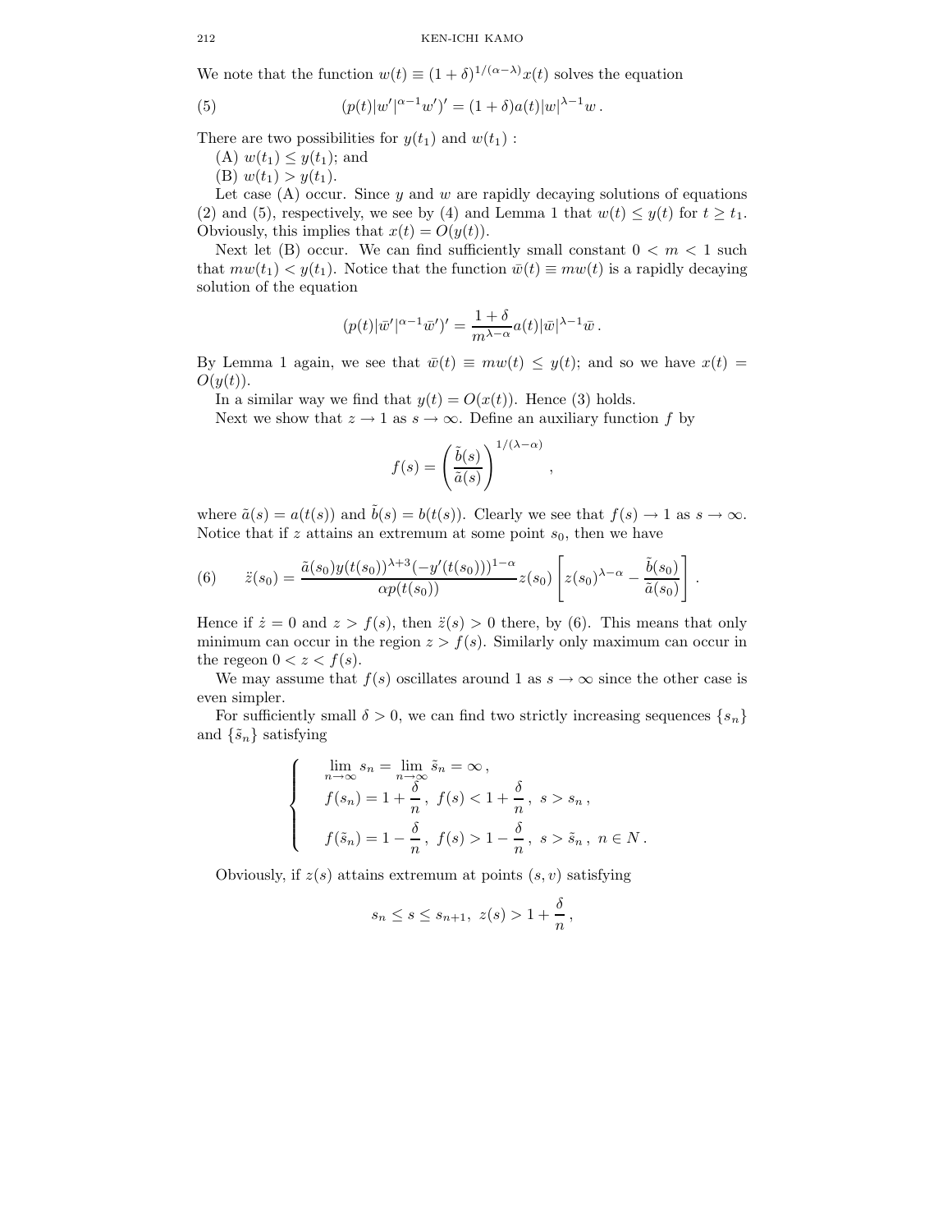We note that the function $w(t) \equiv (1+\delta)^{1/(\alpha-\lambda)}x(t)$ solves the equation

$$(p(t)|w'|^{\alpha-1}w')' = (1+\delta)a(t)|w|^{\lambda-1}w\,. \tag{5}$$

There are two possibilities for $y(t_1)$ and $w(t_1)$ :

(A) $w(t_1) \le y(t_1)$; and

(B) $w(t_1) > y(t_1)$.

Let case (A) occur. Since $y$ and $w$ are rapidly decaying solutions of equations (2) and (5), respectively, we see by (4) and Lemma 1 that $w(t) \le y(t)$ for $t \ge t_1$. Obviously, this implies that $x(t) = O(y(t))$.

Next let (B) occur. We can find sufficiently small constant $0 < m < 1$ such that $mw(t_1) < y(t_1)$. Notice that the function $\bar{w}(t) \equiv mw(t)$ is a rapidly decaying solution of the equation

$$(p(t)|\bar{w}'|^{\alpha-1}\bar{w}')' = \frac{1+\delta}{m^{\lambda-\alpha}}a(t)|\bar{w}|^{\lambda-1}\bar{w}\,.$$

By Lemma 1 again, we see that $\bar{w}(t) \equiv mw(t) \le y(t)$; and so we have $x(t) = O(y(t))$.

In a similar way we find that $y(t) = O(x(t))$. Hence (3) holds.

Next we show that $z \to 1$ as $s \to \infty$. Define an auxiliary function $f$ by

$$f(s) = \left(\frac{\tilde{b}(s)}{\tilde{a}(s)}\right)^{1/(\lambda-\alpha)}\,,$$

where $\tilde{a}(s) = a(t(s))$ and $\tilde{b}(s) = b(t(s))$. Clearly we see that $f(s) \to 1$ as $s \to \infty$. Notice that if $z$ attains an extremum at some point $s_0$, then we have

$$\ddot{z}(s_0) = \frac{\tilde{a}(s_0)y(t(s_0))^{\lambda+3}(-y'(t(s_0)))^{1-\alpha}}{\alpha p(t(s_0))}z(s_0)\left[z(s_0)^{\lambda-\alpha} - \frac{\tilde{b}(s_0)}{\tilde{a}(s_0)}\right]. \tag{6}$$

Hence if $\dot{z} = 0$ and $z > f(s)$, then $\ddot{z}(s) > 0$ there, by (6). This means that only minimum can occur in the region $z > f(s)$. Similarly only maximum can occur in the regeon $0 < z < f(s)$.

We may assume that $f(s)$ oscillates around 1 as $s \to \infty$ since the other case is even simpler.

For sufficiently small $\delta > 0$, we can find two strictly increasing sequences $\{s_n\}$ and $\{\tilde{s}_n\}$ satisfying

$$\begin{cases} \displaystyle\lim_{n\to\infty} s_n = \lim_{n\to\infty} \tilde{s}_n = \infty\,, \\ f(s_n) = 1 + \dfrac{\delta}{n}\,,\ f(s) < 1 + \dfrac{\delta}{n}\,,\ s > s_n\,, \\ f(\tilde{s}_n) = 1 - \dfrac{\delta}{n}\,,\ f(s) > 1 - \dfrac{\delta}{n}\,,\ s > \tilde{s}_n\,,\ n \in N\,. \end{cases}$$

Obviously, if $z(s)$ attains extremum at points $(s, v)$ satisfying

$$s_n \le s \le s_{n+1},\ z(s) > 1 + \frac{\delta}{n}\,,$$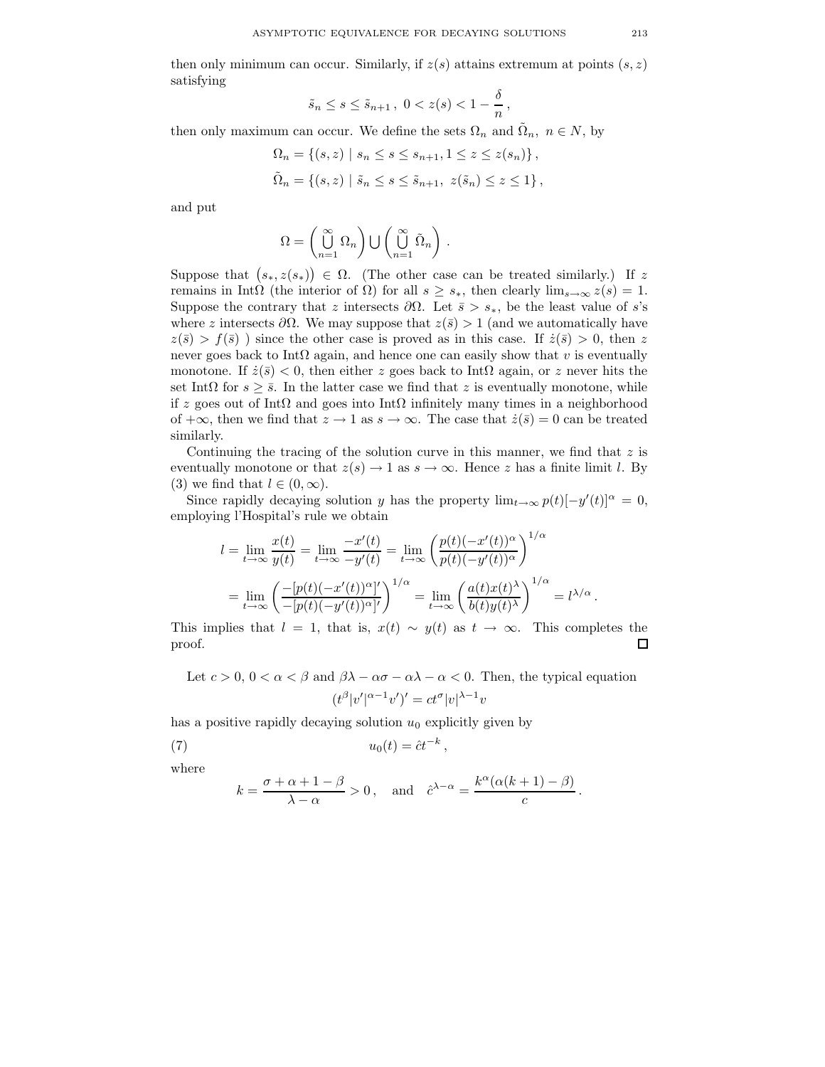then only minimum can occur. Similarly, if $z(s)$ attains extremum at points $(s, z)$ satisfying

$$\tilde{s}_n \le s \le \tilde{s}_{n+1}\,,\ 0 < z(s) < 1 - \frac{\delta}{n}\,,$$

then only maximum can occur. We define the sets $\Omega_n$ and $\tilde{\Omega}_n$, $n \in N$, by

$$\Omega_n = \{(s, z) \mid s_n \le s \le s_{n+1}, 1 \le z \le z(s_n)\}\,,$$

$$\tilde{\Omega}_n = \{(s, z) \mid \tilde{s}_n \le s \le \tilde{s}_{n+1},\ z(\tilde{s}_n) \le z \le 1\}\,,$$

and put

$$\Omega = \left(\bigcup_{n=1}^{\infty} \Omega_n\right) \bigcup \left(\bigcup_{n=1}^{\infty} \tilde{\Omega}_n\right)\,.$$

Suppose that $\big(s_*, z(s_*)\big) \in \Omega$. (The other case can be treated similarly.) If $z$ remains in Int$\Omega$ (the interior of $\Omega$) for all $s \ge s_*$, then clearly $\lim_{s\to\infty} z(s) = 1$. Suppose the contrary that $z$ intersects $\partial\Omega$. Let $\bar{s} > s_*$, be the least value of $s$'s where $z$ intersects $\partial\Omega$. We may suppose that $z(\bar{s}) > 1$ (and we automatically have $z(\bar{s}) > f(\bar{s})$ ) since the other case is proved as in this case. If $\dot{z}(\bar{s}) > 0$, then $z$ never goes back to Int$\Omega$ again, and hence one can easily show that $v$ is eventually monotone. If $\dot{z}(\bar{s}) < 0$, then either $z$ goes back to Int$\Omega$ again, or $z$ never hits the set Int$\Omega$ for $s \ge \bar{s}$. In the latter case we find that $z$ is eventually monotone, while if $z$ goes out of Int$\Omega$ and goes into Int$\Omega$ infinitely many times in a neighborhood of $+\infty$, then we find that $z \to 1$ as $s \to \infty$. The case that $\dot{z}(\bar{s}) = 0$ can be treated similarly.

Continuing the tracing of the solution curve in this manner, we find that $z$ is eventually monotone or that $z(s) \to 1$ as $s \to \infty$. Hence $z$ has a finite limit $l$. By (3) we find that $l \in (0, \infty)$.

Since rapidly decaying solution $y$ has the property $\lim_{t\to\infty} p(t)[-y'(t)]^\alpha = 0$, employing l'Hospital's rule we obtain

$$\begin{aligned} l &= \lim_{t\to\infty} \frac{x(t)}{y(t)} = \lim_{t\to\infty} \frac{-x'(t)}{-y'(t)} = \lim_{t\to\infty} \left(\frac{p(t)(-x'(t))^\alpha}{p(t)(-y'(t))^\alpha}\right)^{1/\alpha} \\ &= \lim_{t\to\infty} \left(\frac{-[p(t)(-x'(t))^\alpha]'}{-[p(t)(-y'(t))^\alpha]'}\right)^{1/\alpha} = \lim_{t\to\infty} \left(\frac{a(t)x(t)^\lambda}{b(t)y(t)^\lambda}\right)^{1/\alpha} = l^{\lambda/\alpha}\,. \end{aligned}$$

This implies that $l = 1$, that is, $x(t) \sim y(t)$ as $t \to \infty$. This completes the proof. $\square$

Let $c > 0$, $0 < \alpha < \beta$ and $\beta\lambda - \alpha\sigma - \alpha\lambda - \alpha < 0$. Then, the typical equation

$$(t^\beta |v'|^{\alpha-1} v')' = ct^\sigma |v|^{\lambda-1} v$$

has a positive rapidly decaying solution $u_0$ explicitly given by

$$u_0(t) = \hat{c}t^{-k}\,, \tag{7}$$

where

$$k = \frac{\sigma + \alpha + 1 - \beta}{\lambda - \alpha} > 0\,, \quad \text{and} \quad \hat{c}^{\lambda-\alpha} = \frac{k^\alpha(\alpha(k+1) - \beta)}{c}\,.$$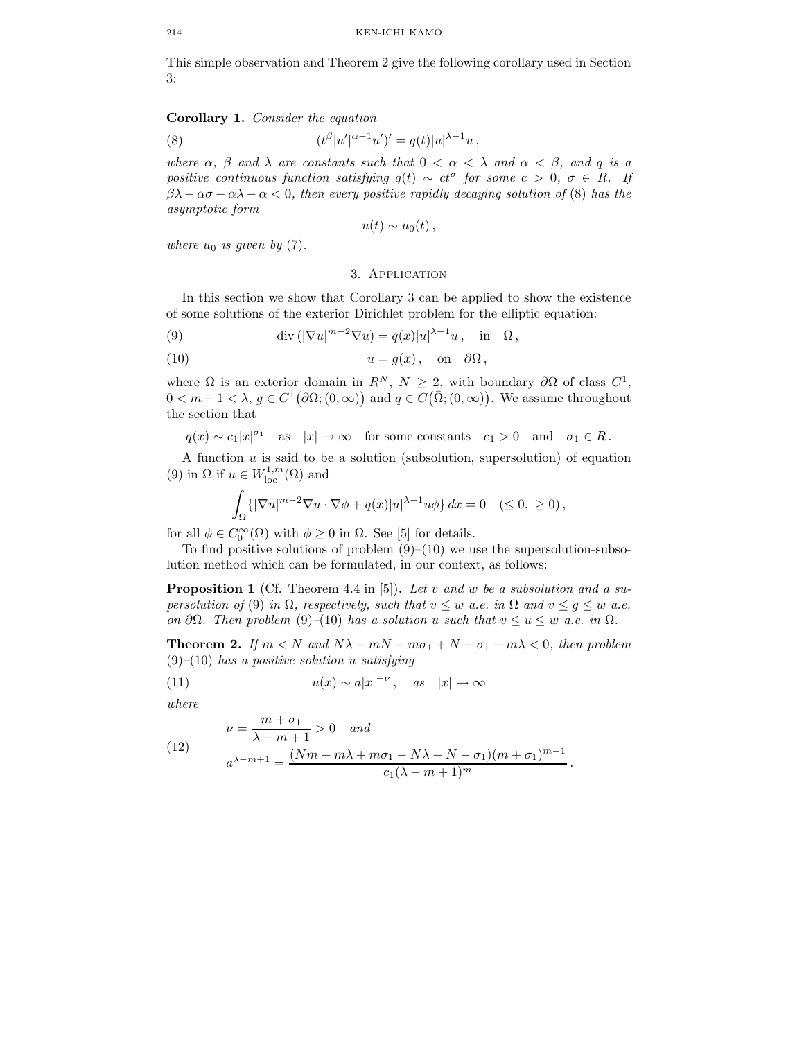This simple observation and Theorem 2 give the following corollary used in Section 3:

**Corollary 1.** *Consider the equation*

$$(t^{\beta}|u'|^{\alpha-1}u')' = q(t)|u|^{\lambda-1}u\,, \tag{8}$$

*where $\alpha$, $\beta$ and $\lambda$ are constants such that $0 < \alpha < \lambda$ and $\alpha < \beta$, and $q$ is a positive continuous function satisfying $q(t) \sim ct^{\sigma}$ for some $c > 0$, $\sigma \in R$. If $\beta\lambda - \alpha\sigma - \alpha\lambda - \alpha < 0$, then every positive rapidly decaying solution of* (8) *has the asymptotic form*

$$u(t) \sim u_0(t)\,,$$

*where $u_0$ is given by* (7).

## 3. Application

In this section we show that Corollary 3 can be applied to show the existence of some solutions of the exterior Dirichlet problem for the elliptic equation:

$$\operatorname{div}(|\nabla u|^{m-2}\nabla u) = q(x)|u|^{\lambda-1}u\,, \quad \text{in} \quad \Omega\,, \tag{9}$$

$$u = g(x)\,, \quad \text{on} \quad \partial\Omega\,, \tag{10}$$

where $\Omega$ is an exterior domain in $R^N$, $N \geq 2$, with boundary $\partial\Omega$ of class $C^1$, $0 < m - 1 < \lambda$, $g \in C^1\big(\partial\Omega; (0,\infty)\big)$ and $q \in C\big(\bar{\Omega}; (0,\infty)\big)$. We assume throughout the section that

$$q(x) \sim c_1|x|^{\sigma_1} \quad \text{as} \quad |x| \to \infty \quad \text{for some constants} \quad c_1 > 0 \quad \text{and} \quad \sigma_1 \in R\,.$$

A function $u$ is said to be a solution (subsolution, supersolution) of equation (9) in $\Omega$ if $u \in W^{1,m}_{\text{loc}}(\Omega)$ and

$$\int_{\Omega} \{|\nabla u|^{m-2}\nabla u \cdot \nabla\phi + q(x)|u|^{\lambda-1}u\phi\}\,dx = 0 \quad (\leq 0,\ \geq 0)\,,$$

for all $\phi \in C_0^{\infty}(\Omega)$ with $\phi \geq 0$ in $\Omega$. See [5] for details.

To find positive solutions of problem (9)–(10) we use the supersolution-subsolution method which can be formulated, in our context, as follows:

**Proposition 1** (Cf. Theorem 4.4 in [5])**.** *Let $v$ and $w$ be a subsolution and a supersolution of* (9) *in $\Omega$, respectively, such that $v \leq w$ a.e. in $\Omega$ and $v \leq g \leq w$ a.e. on $\partial\Omega$. Then problem* (9)–(10) *has a solution $u$ such that $v \leq u \leq w$ a.e. in $\Omega$.*

**Theorem 2.** *If $m < N$ and $N\lambda - mN - m\sigma_1 + N + \sigma_1 - m\lambda < 0$, then problem* (9)–(10) *has a positive solution $u$ satisfying*

$$u(x) \sim a|x|^{-\nu}\,, \quad \text{as} \quad |x| \to \infty \tag{11}$$

*where*

$$\begin{aligned} &\nu = \frac{m + \sigma_1}{\lambda - m + 1} > 0 \quad \text{and} \\ &a^{\lambda-m+1} = \frac{(Nm + m\lambda + m\sigma_1 - N\lambda - N - \sigma_1)(m + \sigma_1)^{m-1}}{c_1(\lambda - m + 1)^m}\,. \end{aligned} \tag{12}$$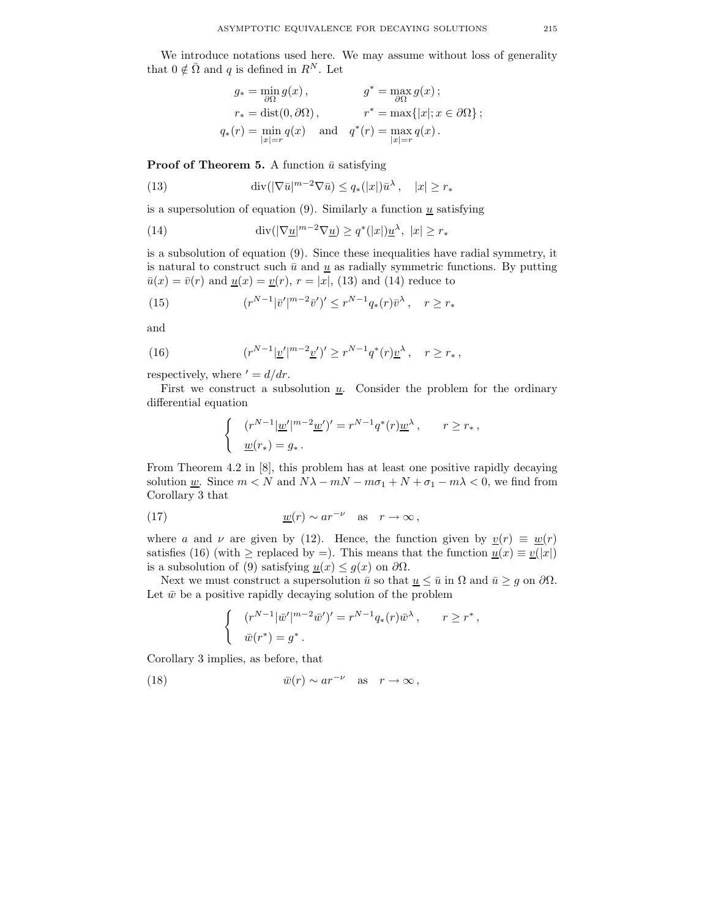We introduce notations used here. We may assume without loss of generality that $0 \notin \bar{\Omega}$ and $q$ is defined in $R^N$. Let

$$
\begin{aligned}
g_* &= \min_{\partial\Omega} g(x)\,, & g^* &= \max_{\partial\Omega} g(x)\,;\\
r_* &= \operatorname{dist}(0, \partial\Omega)\,, & r^* &= \max\{|x|; x \in \partial\Omega\}\,;\\
q_*(r) &= \min_{|x|=r} q(x) \quad \text{and} & q^*(r) &= \max_{|x|=r} q(x)\,.
\end{aligned}
$$

**Proof of Theorem 5.** A function $\bar{u}$ satisfying

$$
\operatorname{div}(|\nabla \bar{u}|^{m-2}\nabla \bar{u}) \le q_*(|x|)\bar{u}^{\lambda}\,, \quad |x| \ge r_* \tag{13}
$$

is a supersolution of equation (9). Similarly a function $\underline{u}$ satisfying

$$
\operatorname{div}(|\nabla \underline{u}|^{m-2}\nabla \underline{u}) \ge q^*(|x|)\underline{u}^{\lambda}\,,\ |x| \ge r_* \tag{14}
$$

is a subsolution of equation (9). Since these inequalities have radial symmetry, it is natural to construct such $\bar{u}$ and $\underline{u}$ as radially symmetric functions. By putting $\bar{u}(x) = \bar{v}(r)$ and $\underline{u}(x) = \underline{v}(r)$, $r = |x|$, (13) and (14) reduce to

$$
(r^{N-1}|\bar{v}'|^{m-2}\bar{v}')' \le r^{N-1}q_*(r)\bar{v}^{\lambda}\,, \quad r \ge r_* \tag{15}
$$

and

$$
(r^{N-1}|\underline{v}'|^{m-2}\underline{v}')' \ge r^{N-1}q^*(r)\underline{v}^{\lambda}\,, \quad r \ge r_*\,, \tag{16}
$$

respectively, where $' = d/dr$.

First we construct a subsolution $\underline{u}$. Consider the problem for the ordinary differential equation

$$
\begin{cases}
(r^{N-1}|\underline{w}'|^{m-2}\underline{w}')' = r^{N-1}q^*(r)\underline{w}^{\lambda}\,, & r \ge r_*\,,\\
\underline{w}(r_*) = g_*\,.
\end{cases}
$$

From Theorem 4.2 in [8], this problem has at least one positive rapidly decaying solution $\underline{w}$. Since $m < N$ and $N\lambda - mN - m\sigma_1 + N + \sigma_1 - m\lambda < 0$, we find from Corollary 3 that

$$
\underline{w}(r) \sim a r^{-\nu} \quad \text{as} \quad r \to \infty\,, \tag{17}
$$

where $a$ and $\nu$ are given by (12). Hence, the function given by $\underline{v}(r) \equiv \underline{w}(r)$ satisfies (16) (with $\ge$ replaced by $=$). This means that the function $\underline{u}(x) \equiv \underline{v}(|x|)$ is a subsolution of (9) satisfying $\underline{u}(x) \le g(x)$ on $\partial\Omega$.

Next we must construct a supersolution $\bar{u}$ so that $\underline{u} \le \bar{u}$ in $\Omega$ and $\bar{u} \ge g$ on $\partial\Omega$. Let $\bar{w}$ be a positive rapidly decaying solution of the problem

$$
\begin{cases}
(r^{N-1}|\bar{w}'|^{m-2}\bar{w}')' = r^{N-1}q_*(r)\bar{w}^{\lambda}\,, & r \ge r^*\,,\\
\bar{w}(r^*) = g^*\,.
\end{cases}
$$

Corollary 3 implies, as before, that

$$
\bar{w}(r) \sim a r^{-\nu} \quad \text{as} \quad r \to \infty\,, \tag{18}
$$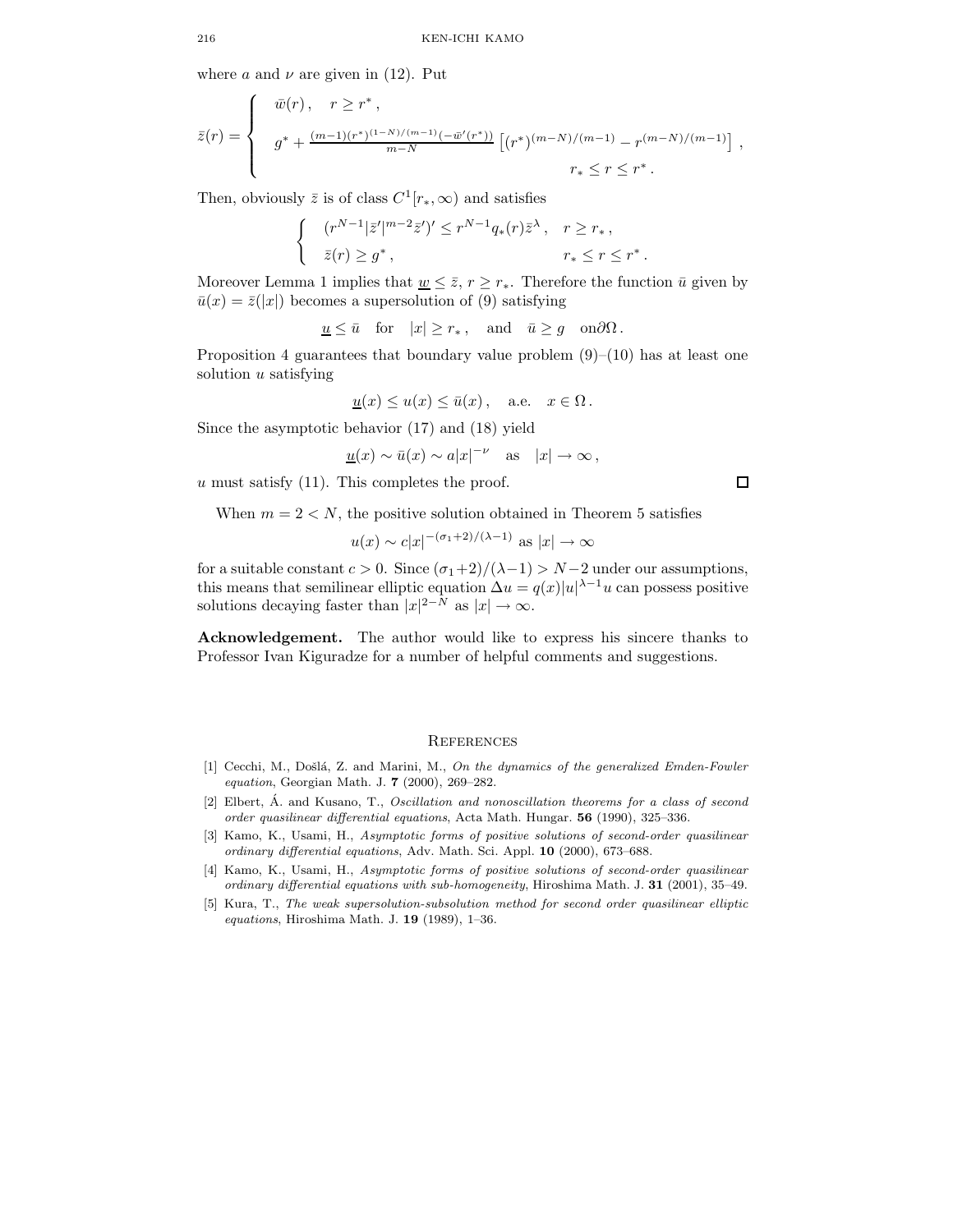where $a$ and $\nu$ are given in (12). Put

$$
\bar{z}(r) = \begin{cases} \bar{w}(r)\,, \quad r \geq r^*\,, \\ g^* + \frac{(m-1)(r^*)^{(1-N)/(m-1)}(-\bar{w}'(r^*))}{m-N} \left[(r^*)^{(m-N)/(m-1)} - r^{(m-N)/(m-1)}\right]\,, \\ \qquad\qquad\qquad\qquad\qquad\qquad\qquad r_* \leq r \leq r^*\,. \end{cases}
$$

Then, obviously $\bar{z}$ is of class $C^1[r_*, \infty)$ and satisfies

$$
\begin{cases} (r^{N-1}|\bar{z}'|^{m-2}\bar{z}')' \leq r^{N-1} q_*(r) \bar{z}^{\lambda}\,, & r \geq r_*\,, \\ \bar{z}(r) \geq g^*\,, & r_* \leq r \leq r^*\,. \end{cases}
$$

Moreover Lemma 1 implies that $\underline{w} \leq \bar{z}$, $r \geq r_*$. Therefore the function $\bar{u}$ given by $\bar{u}(x) = \bar{z}(|x|)$ becomes a supersolution of (9) satisfying

$$
\underline{u} \leq \bar{u} \quad \text{for} \quad |x| \geq r_*\,, \quad \text{and} \quad \bar{u} \geq g \quad \text{on} \partial\Omega\,.
$$

Proposition 4 guarantees that boundary value problem (9)–(10) has at least one solution $u$ satisfying

$$
\underline{u}(x) \leq u(x) \leq \bar{u}(x)\,, \quad \text{a.e.} \quad x \in \Omega\,.
$$

Since the asymptotic behavior (17) and (18) yield

$$
\underline{u}(x) \sim \bar{u}(x) \sim a|x|^{-\nu} \quad \text{as} \quad |x| \to \infty\,,
$$

$u$ must satisfy (11). This completes the proof. $\square$

When $m = 2 < N$, the positive solution obtained in Theorem 5 satisfies

$$
u(x) \sim c|x|^{-(\sigma_1+2)/(\lambda-1)} \text{ as } |x| \to \infty
$$

for a suitable constant $c > 0$. Since $(\sigma_1+2)/(\lambda-1) > N-2$ under our assumptions, this means that semilinear elliptic equation $\Delta u = q(x)|u|^{\lambda-1}u$ can possess positive solutions decaying faster than $|x|^{2-N}$ as $|x| \to \infty$.

**Acknowledgement.** The author would like to express his sincere thanks to Professor Ivan Kiguradze for a number of helpful comments and suggestions.

## References

[1] Cecchi, M., Došlá, Z. and Marini, M., *On the dynamics of the generalized Emden-Fowler equation*, Georgian Math. J. **7** (2000), 269–282.

[2] Elbert, Á. and Kusano, T., *Oscillation and nonoscillation theorems for a class of second order quasilinear differential equations*, Acta Math. Hungar. **56** (1990), 325–336.

[3] Kamo, K., Usami, H., *Asymptotic forms of positive solutions of second-order quasilinear ordinary differential equations*, Adv. Math. Sci. Appl. **10** (2000), 673–688.

[4] Kamo, K., Usami, H., *Asymptotic forms of positive solutions of second-order quasilinear ordinary differential equations with sub-homogeneity*, Hiroshima Math. J. **31** (2001), 35–49.

[5] Kura, T., *The weak supersolution-subsolution method for second order quasilinear elliptic equations*, Hiroshima Math. J. **19** (1989), 1–36.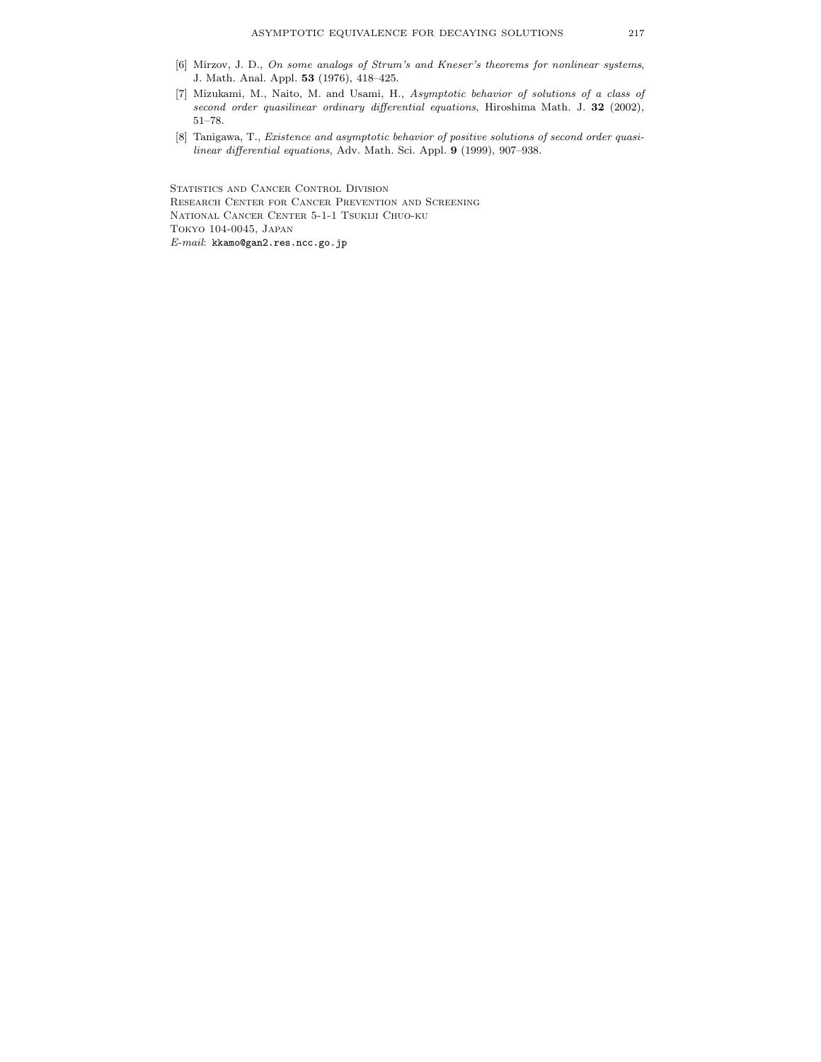[6] Mirzov, J. D., *On some analogs of Strum's and Kneser's theorems for nonlinear systems*, J. Math. Anal. Appl. **53** (1976), 418–425.

[7] Mizukami, M., Naito, M. and Usami, H., *Asymptotic behavior of solutions of a class of second order quasilinear ordinary differential equations*, Hiroshima Math. J. **32** (2002), 51–78.

[8] Tanigawa, T., *Existence and asymptotic behavior of positive solutions of second order quasilinear differential equations*, Adv. Math. Sci. Appl. **9** (1999), 907–938.

Statistics and Cancer Control Division
Research Center for Cancer Prevention and Screening
National Cancer Center 5-1-1 Tsukiji Chuo-ku
Tokyo 104-0045, Japan
*E-mail*: `kkamo@gan2.res.ncc.go.jp`